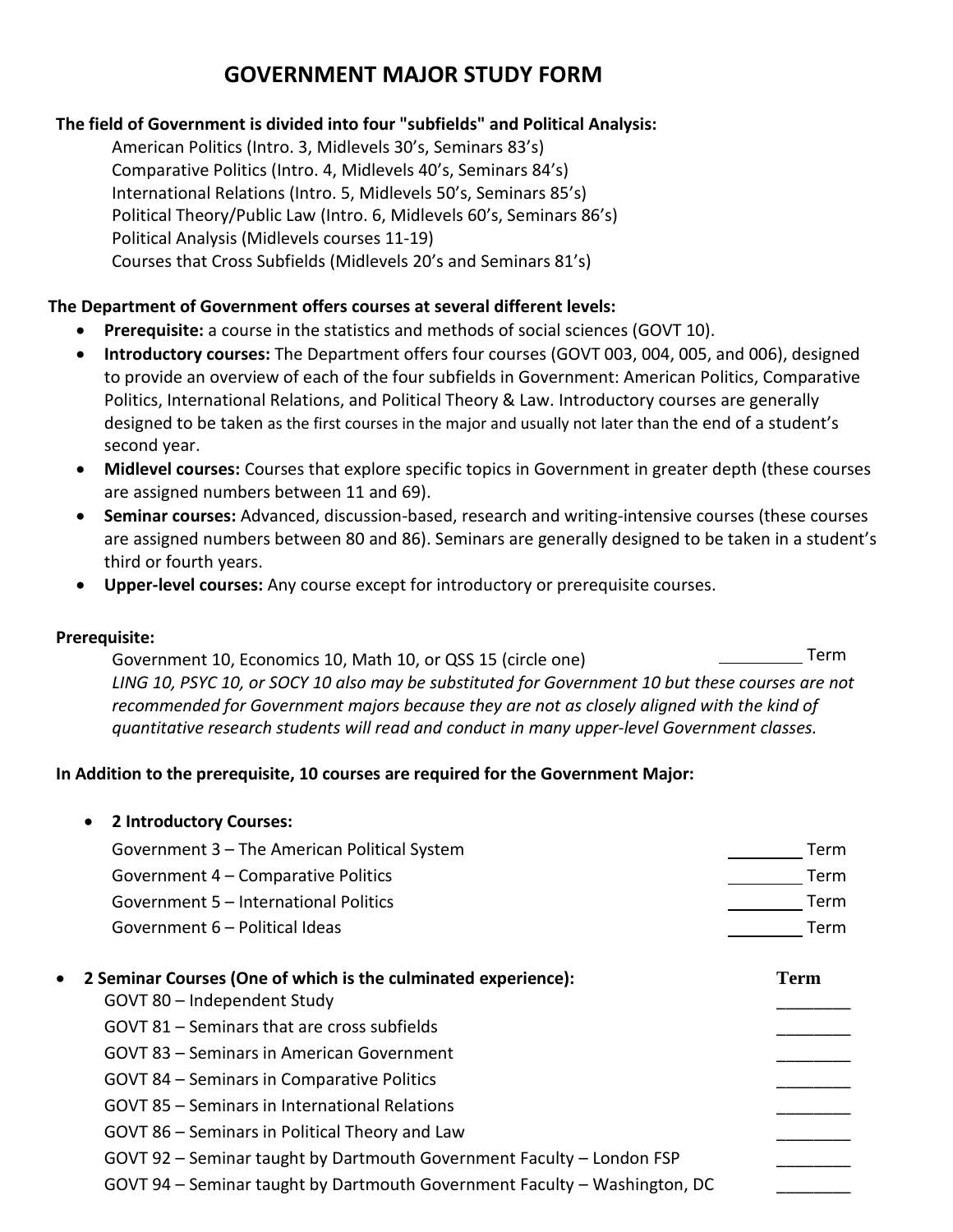# GOVERNMENT MAJOR STUDY FORM

**The field of Government is divided into four "subfields" and Political Analysis:**

American Politics (Intro. 3, Midlevels 30's, Seminars 83's)
Comparative Politics (Intro. 4, Midlevels 40's, Seminars 84's)
International Relations (Intro. 5, Midlevels 50's, Seminars 85's)
Political Theory/Public Law (Intro. 6, Midlevels 60's, Seminars 86's)
Political Analysis (Midlevels courses 11-19)
Courses that Cross Subfields (Midlevels 20's and Seminars 81's)

**The Department of Government offers courses at several different levels:**

- **Prerequisite:** a course in the statistics and methods of social sciences (GOVT 10).
- **Introductory courses:** The Department offers four courses (GOVT 003, 004, 005, and 006), designed to provide an overview of each of the four subfields in Government: American Politics, Comparative Politics, International Relations, and Political Theory & Law. Introductory courses are generally designed to be taken as the first courses in the major and usually not later than the end of a student's second year.
- **Midlevel courses:** Courses that explore specific topics in Government in greater depth (these courses are assigned numbers between 11 and 69).
- **Seminar courses:** Advanced, discussion-based, research and writing-intensive courses (these courses are assigned numbers between 80 and 86). Seminars are generally designed to be taken in a student's third or fourth years.
- **Upper-level courses:** Any course except for introductory or prerequisite courses.

**Prerequisite:**

Government 10, Economics 10, Math 10, or QSS 15 (circle one) ________ Term

*LING 10, PSYC 10, or SOCY 10 also may be substituted for Government 10 but these courses are not recommended for Government majors because they are not as closely aligned with the kind of quantitative research students will read and conduct in many upper-level Government classes.*

**In Addition to the prerequisite, 10 courses are required for the Government Major:**

- **2 Introductory Courses:**

| Course | Term |
|---|---|
| Government 3 – The American Political System | ________ Term |
| Government 4 – Comparative Politics | ________ Term |
| Government 5 – International Politics | ________ Term |
| Government 6 – Political Ideas | ________ Term |

- **2 Seminar Courses (One of which is the culminated experience):**

| Course | Term |
|---|---|
| GOVT 80 – Independent Study | ________ |
| GOVT 81 – Seminars that are cross subfields | ________ |
| GOVT 83 – Seminars in American Government | ________ |
| GOVT 84 – Seminars in Comparative Politics | ________ |
| GOVT 85 – Seminars in International Relations | ________ |
| GOVT 86 – Seminars in Political Theory and Law | ________ |
| GOVT 92 – Seminar taught by Dartmouth Government Faculty – London FSP | ________ |
| GOVT 94 – Seminar taught by Dartmouth Government Faculty – Washington, DC | ________ |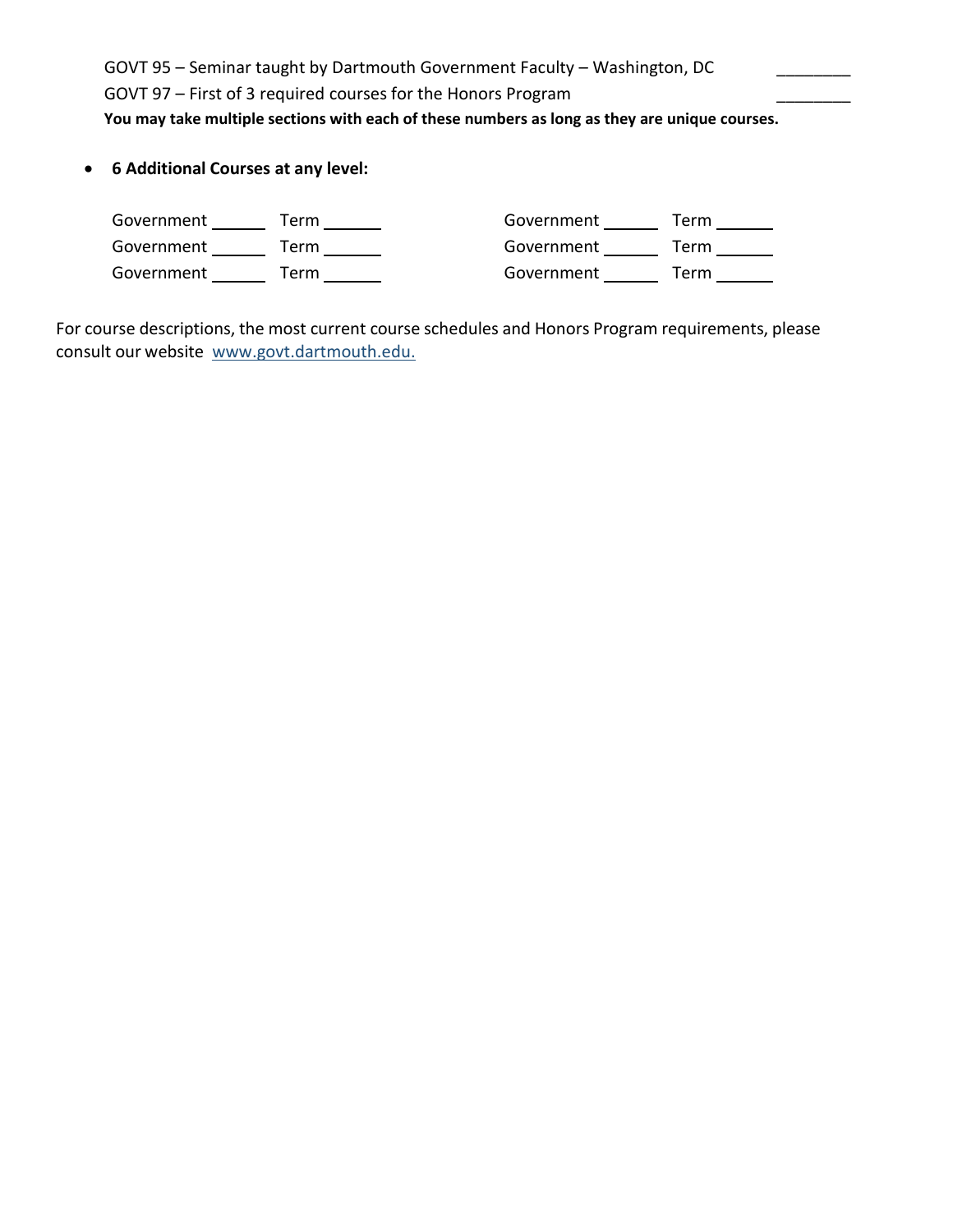GOVT 95 – Seminar taught by Dartmouth Government Faculty – Washington, DC ________

GOVT 97 – First of 3 required courses for the Honors Program ________

**You may take multiple sections with each of these numbers as long as they are unique courses.**

- **6 Additional Courses at any level:**

Government ______ Term ______ Government ______ Term ______

Government ______ Term ______ Government ______ Term ______

Government ______ Term ______ Government ______ Term ______

For course descriptions, the most current course schedules and Honors Program requirements, please consult our website www.govt.dartmouth.edu.